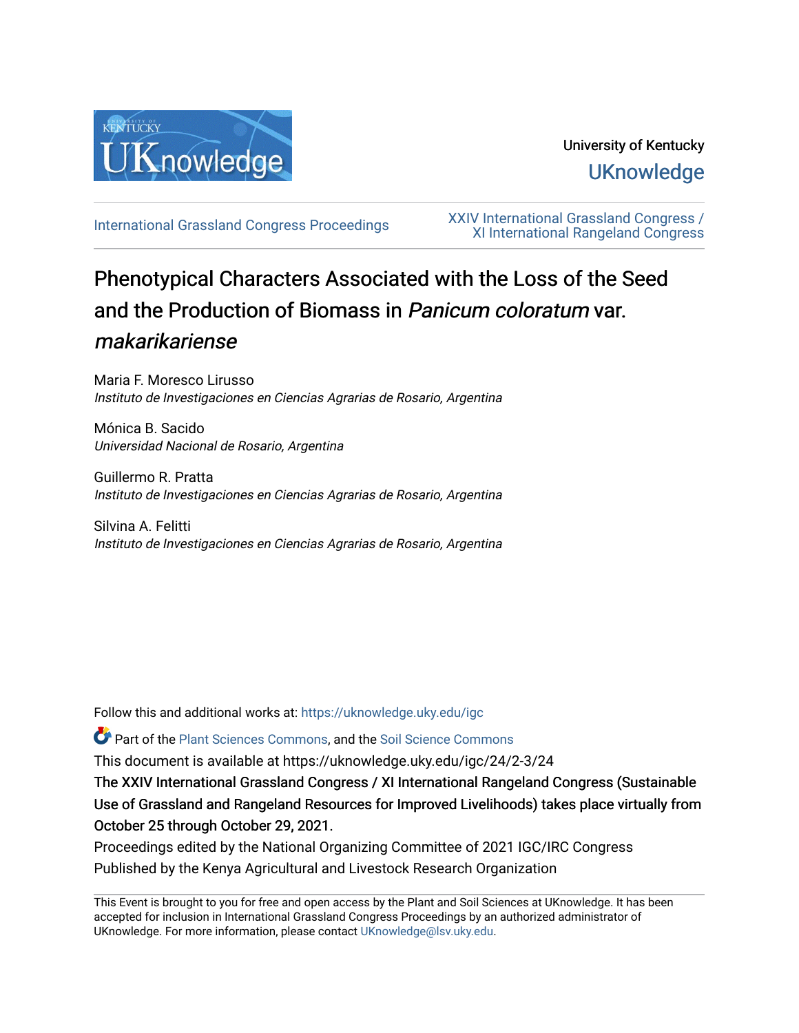University of Kentucky

UKnowledge

International Grassland Congress Proceedings

XXIV International Grassland Congress / XI International Rangeland Congress

# Phenotypical Characters Associated with the Loss of the Seed and the Production of Biomass in *Panicum coloratum* var. *makarikariense*

Maria F. Moresco Lirusso
*Instituto de Investigaciones en Ciencias Agrarias de Rosario, Argentina*

Mónica B. Sacido
*Universidad Nacional de Rosario, Argentina*

Guillermo R. Pratta
*Instituto de Investigaciones en Ciencias Agrarias de Rosario, Argentina*

Silvina A. Felitti
*Instituto de Investigaciones en Ciencias Agrarias de Rosario, Argentina*

Follow this and additional works at: https://uknowledge.uky.edu/igc

Part of the Plant Sciences Commons, and the Soil Science Commons

This document is available at https://uknowledge.uky.edu/igc/24/2-3/24

**The XXIV International Grassland Congress / XI International Rangeland Congress (Sustainable Use of Grassland and Rangeland Resources for Improved Livelihoods) takes place virtually from October 25 through October 29, 2021.**

Proceedings edited by the National Organizing Committee of 2021 IGC/IRC Congress

Published by the Kenya Agricultural and Livestock Research Organization

This Event is brought to you for free and open access by the Plant and Soil Sciences at UKnowledge. It has been accepted for inclusion in International Grassland Congress Proceedings by an authorized administrator of UKnowledge. For more information, please contact UKnowledge@lsv.uky.edu.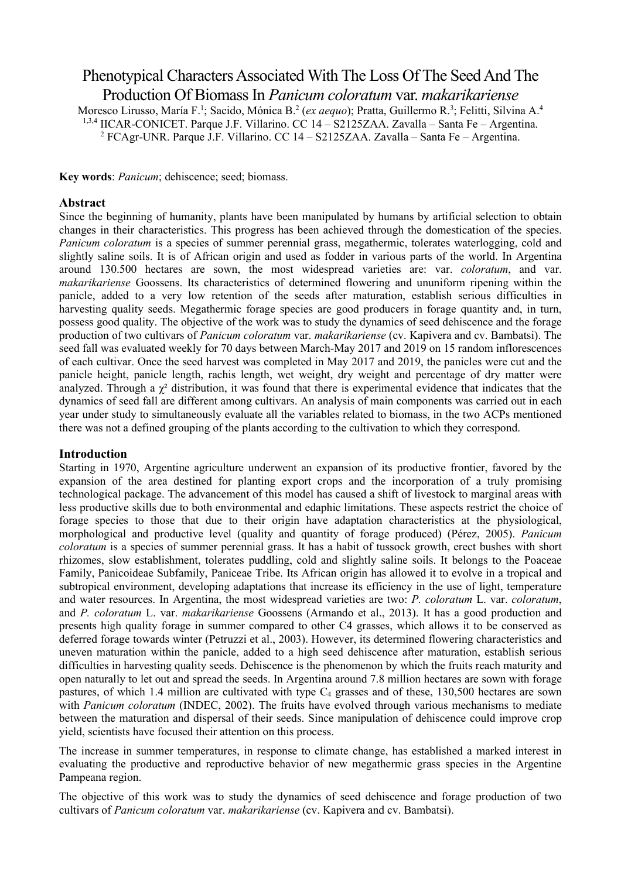# Phenotypical Characters Associated With The Loss Of The Seed And The Production Of Biomass In *Panicum coloratum* var. *makarikariense*

Moresco Lirusso, María F.[1]; Sacido, Mónica B.[2] (*ex aequo*); Pratta, Guillermo R.[3]; Felitti, Silvina A.[4]

[1,3,4] IICAR-CONICET. Parque J.F. Villarino. CC 14 – S2125ZAA. Zavalla – Santa Fe – Argentina.

[2] FCAgr-UNR. Parque J.F. Villarino. CC 14 – S2125ZAA. Zavalla – Santa Fe – Argentina.

**Key words**: *Panicum*; dehiscence; seed; biomass.

## Abstract

Since the beginning of humanity, plants have been manipulated by humans by artificial selection to obtain changes in their characteristics. This progress has been achieved through the domestication of the species. *Panicum coloratum* is a species of summer perennial grass, megathermic, tolerates waterlogging, cold and slightly saline soils. It is of African origin and used as fodder in various parts of the world. In Argentina around 130.500 hectares are sown, the most widespread varieties are: var. *coloratum*, and var. *makarikariense* Goossens. Its characteristics of determined flowering and ununiform ripening within the panicle, added to a very low retention of the seeds after maturation, establish serious difficulties in harvesting quality seeds. Megathermic forage species are good producers in forage quantity and, in turn, possess good quality. The objective of the work was to study the dynamics of seed dehiscence and the forage production of two cultivars of *Panicum coloratum* var. *makarikariense* (cv. Kapivera and cv. Bambatsi). The seed fall was evaluated weekly for 70 days between March-May 2017 and 2019 on 15 random inflorescences of each cultivar. Once the seed harvest was completed in May 2017 and 2019, the panicles were cut and the panicle height, panicle length, rachis length, wet weight, dry weight and percentage of dry matter were analyzed. Through a $\chi^2$ distribution, it was found that there is experimental evidence that indicates that the dynamics of seed fall are different among cultivars. An analysis of main components was carried out in each year under study to simultaneously evaluate all the variables related to biomass, in the two ACPs mentioned there was not a defined grouping of the plants according to the cultivation to which they correspond.

## Introduction

Starting in 1970, Argentine agriculture underwent an expansion of its productive frontier, favored by the expansion of the area destined for planting export crops and the incorporation of a truly promising technological package. The advancement of this model has caused a shift of livestock to marginal areas with less productive skills due to both environmental and edaphic limitations. These aspects restrict the choice of forage species to those that due to their origin have adaptation characteristics at the physiological, morphological and productive level (quality and quantity of forage produced) (Pérez, 2005). *Panicum coloratum* is a species of summer perennial grass. It has a habit of tussock growth, erect bushes with short rhizomes, slow establishment, tolerates puddling, cold and slightly saline soils. It belongs to the Poaceae Family, Panicoideae Subfamily, Paniceae Tribe. Its African origin has allowed it to evolve in a tropical and subtropical environment, developing adaptations that increase its efficiency in the use of light, temperature and water resources. In Argentina, the most widespread varieties are two: *P. coloratum* L. var. *coloratum*, and *P. coloratum* L. var. *makarikariense* Goossens (Armando et al., 2013). It has a good production and presents high quality forage in summer compared to other C4 grasses, which allows it to be conserved as deferred forage towards winter (Petruzzi et al., 2003). However, its determined flowering characteristics and uneven maturation within the panicle, added to a high seed dehiscence after maturation, establish serious difficulties in harvesting quality seeds. Dehiscence is the phenomenon by which the fruits reach maturity and open naturally to let out and spread the seeds. In Argentina around 7.8 million hectares are sown with forage pastures, of which 1.4 million are cultivated with type $C_4$ grasses and of these, 130,500 hectares are sown with *Panicum coloratum* (INDEC, 2002). The fruits have evolved through various mechanisms to mediate between the maturation and dispersal of their seeds. Since manipulation of dehiscence could improve crop yield, scientists have focused their attention on this process.

The increase in summer temperatures, in response to climate change, has established a marked interest in evaluating the productive and reproductive behavior of new megathermic grass species in the Argentine Pampeana region.

The objective of this work was to study the dynamics of seed dehiscence and forage production of two cultivars of *Panicum coloratum* var. *makarikariense* (cv. Kapivera and cv. Bambatsi).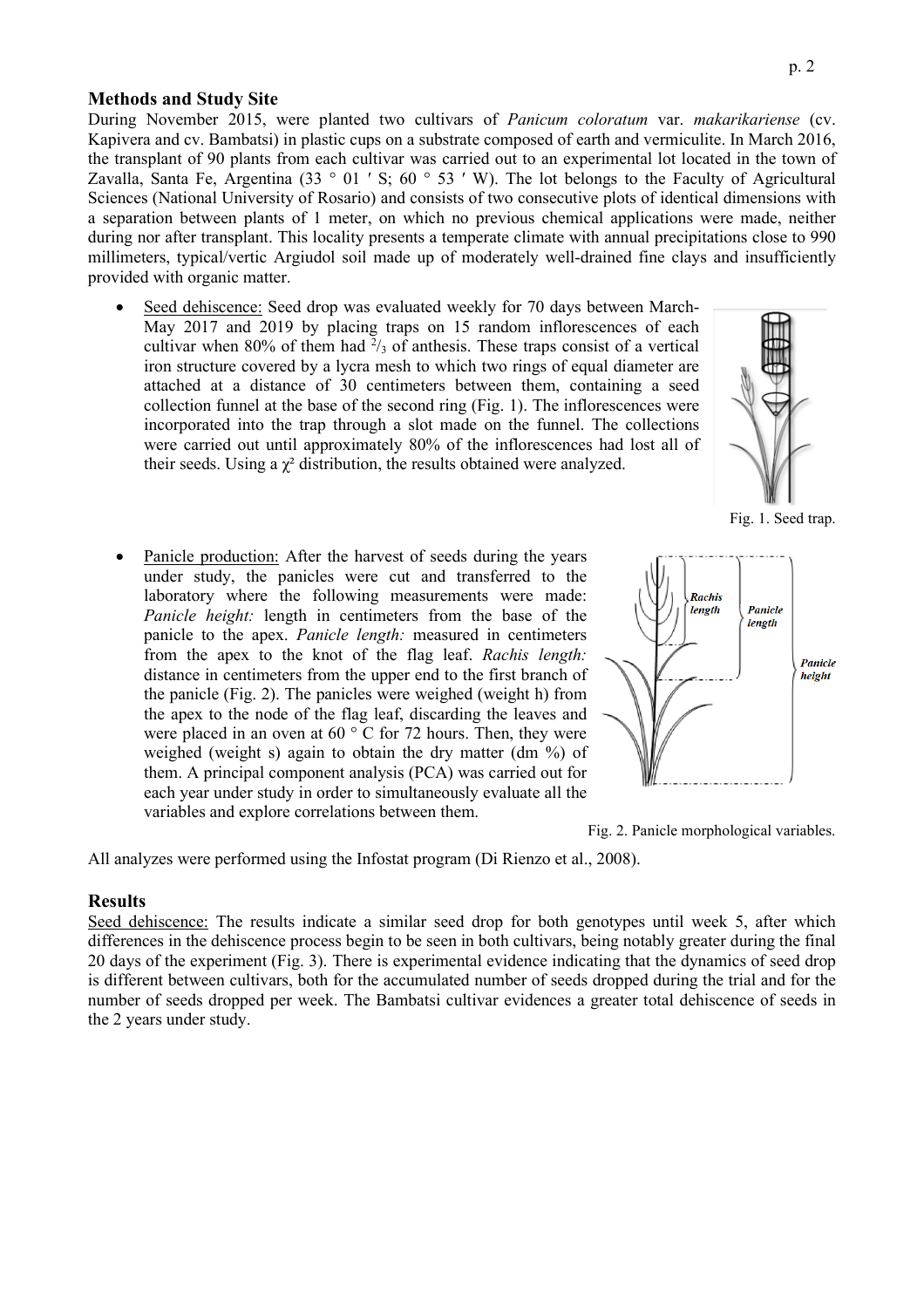## Methods and Study Site

During November 2015, were planted two cultivars of *Panicum coloratum* var. *makarikariense* (cv. Kapivera and cv. Bambatsi) in plastic cups on a substrate composed of earth and vermiculite. In March 2016, the transplant of 90 plants from each cultivar was carried out to an experimental lot located in the town of Zavalla, Santa Fe, Argentina (33 ° 01 ′ S; 60 ° 53 ′ W). The lot belongs to the Faculty of Agricultural Sciences (National University of Rosario) and consists of two consecutive plots of identical dimensions with a separation between plants of 1 meter, on which no previous chemical applications were made, neither during nor after transplant. This locality presents a temperate climate with annual precipitations close to 990 millimeters, typical/vertic Argiudol soil made up of moderately well-drained fine clays and insufficiently provided with organic matter.

- Seed dehiscence: Seed drop was evaluated weekly for 70 days between March-May 2017 and 2019 by placing traps on 15 random inflorescences of each cultivar when 80% of them had $^2/_3$ of anthesis. These traps consist of a vertical iron structure covered by a lycra mesh to which two rings of equal diameter are attached at a distance of 30 centimeters between them, containing a seed collection funnel at the base of the second ring (Fig. 1). The inflorescences were incorporated into the trap through a slot made on the funnel. The collections were carried out until approximately 80% of the inflorescences had lost all of their seeds. Using a $\chi^2$ distribution, the results obtained were analyzed.

Fig. 1. Seed trap.

- Panicle production: After the harvest of seeds during the years under study, the panicles were cut and transferred to the laboratory where the following measurements were made: *Panicle height:* length in centimeters from the base of the panicle to the apex. *Panicle length:* measured in centimeters from the apex to the knot of the flag leaf. *Rachis length:* distance in centimeters from the upper end to the first branch of the panicle (Fig. 2). The panicles were weighed (weight h) from the apex to the node of the flag leaf, discarding the leaves and were placed in an oven at 60 ° C for 72 hours. Then, they were weighed (weight s) again to obtain the dry matter (dm %) of them. A principal component analysis (PCA) was carried out for each year under study in order to simultaneously evaluate all the variables and explore correlations between them.

Fig. 2. Panicle morphological variables.

All analyzes were performed using the Infostat program (Di Rienzo et al., 2008).

## Results

Seed dehiscence: The results indicate a similar seed drop for both genotypes until week 5, after which differences in the dehiscence process begin to be seen in both cultivars, being notably greater during the final 20 days of the experiment (Fig. 3). There is experimental evidence indicating that the dynamics of seed drop is different between cultivars, both for the accumulated number of seeds dropped during the trial and for the number of seeds dropped per week. The Bambatsi cultivar evidences a greater total dehiscence of seeds in the 2 years under study.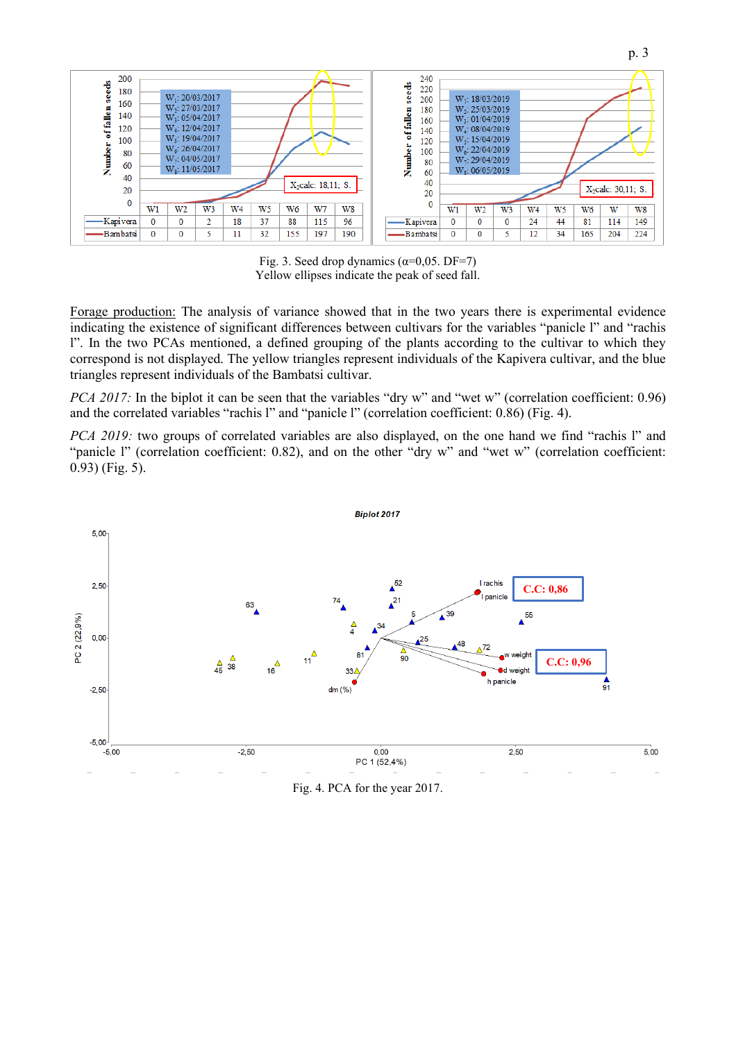| | W1 | W2 | W3 | W4 | W5 | W6 | W7 | W8 |
|---|---|---|---|---|---|---|---|---|
| Kapivera | 0 | 0 | 2 | 18 | 37 | 88 | 115 | 96 |
| Bambatsi | 0 | 0 | 5 | 11 | 32 | 155 | 197 | 190 |

$W_1$: 20/03/2017; $W_2$: 27/03/2017; $W_3$: 05/04/2017; $W_4$: 12/04/2017; $W_5$: 19/04/2017; $W_6$: 26/04/2017; $W_7$: 04/05/2017; $W_8$: 11/05/2017. $X_2$calc: 18,11; S.

| | W1 | W2 | W3 | W4 | W5 | W6 | W | W8 |
|---|---|---|---|---|---|---|---|---|
| Kapivera | 0 | 0 | 0 | 24 | 44 | 81 | 114 | 149 |
| Bambatsi | 0 | 0 | 5 | 12 | 34 | 165 | 204 | 224 |

$W_1$: 18/03/2019; $W_2$: 25/03/2019; $W_3$: 01/04/2019; $W_4$: 08/04/2019; $W_5$: 15/04/2019; $W_6$: 22/04/2019; $W_7$: 29/04/2019; $W_8$: 06/05/2019. $X_2$calc: 30,11; S.

Fig. 3. Seed drop dynamics (α=0,05. DF=7)
Yellow ellipses indicate the peak of seed fall.

Forage production: The analysis of variance showed that in the two years there is experimental evidence indicating the existence of significant differences between cultivars for the variables "panicle l" and "rachis l". In the two PCAs mentioned, a defined grouping of the plants according to the cultivar to which they correspond is not displayed. The yellow triangles represent individuals of the Kapivera cultivar, and the blue triangles represent individuals of the Bambatsi cultivar.

*PCA 2017:* In the biplot it can be seen that the variables "dry w" and "wet w" (correlation coefficient: 0.96) and the correlated variables "rachis l" and "panicle l" (correlation coefficient: 0.86) (Fig. 4).

*PCA 2019:* two groups of correlated variables are also displayed, on the one hand we find "rachis l" and "panicle l" (correlation coefficient: 0.82), and on the other "dry w" and "wet w" (correlation coefficient: 0.93) (Fig. 5).

Fig. 4. PCA for the year 2017.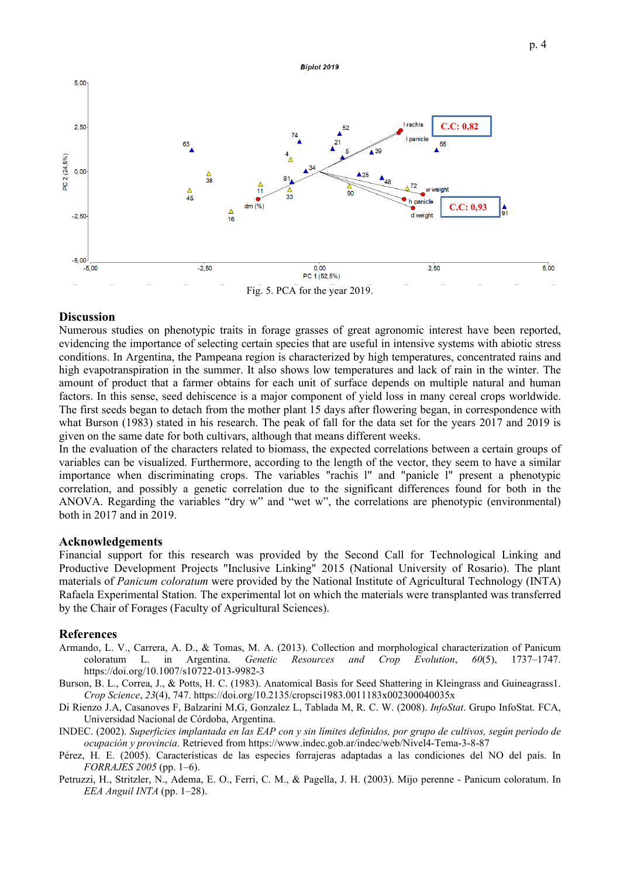Biplot 2019

5,00

2,50

0,00

-2,50

-5,00

-5,00 -2,50 0,00 2,50 5,00

PC 1 (52,5%)

PC 2 (24,5%)

C.C: 0,82

C.C: 0,93

l rachis

l panicle

w weight

h panicle

d weight

dm (%)

63 45 38 16 11 4 74 81 33 34 21 52 5 39 55 25 48 90 72 91

Fig. 5. PCA for the year 2019.

## Discussion

Numerous studies on phenotypic traits in forage grasses of great agronomic interest have been reported, evidencing the importance of selecting certain species that are useful in intensive systems with abiotic stress conditions. In Argentina, the Pampeana region is characterized by high temperatures, concentrated rains and high evapotranspiration in the summer. It also shows low temperatures and lack of rain in the winter. The amount of product that a farmer obtains for each unit of surface depends on multiple natural and human factors. In this sense, seed dehiscence is a major component of yield loss in many cereal crops worldwide. The first seeds began to detach from the mother plant 15 days after flowering began, in correspondence with what Burson (1983) stated in his research. The peak of fall for the data set for the years 2017 and 2019 is given on the same date for both cultivars, although that means different weeks.

In the evaluation of the characters related to biomass, the expected correlations between a certain groups of variables can be visualized. Furthermore, according to the length of the vector, they seem to have a similar importance when discriminating crops. The variables "rachis l" and "panicle l" present a phenotypic correlation, and possibly a genetic correlation due to the significant differences found for both in the ANOVA. Regarding the variables “dry w” and “wet w”, the correlations are phenotypic (environmental) both in 2017 and in 2019.

## Acknowledgements

Financial support for this research was provided by the Second Call for Technological Linking and Productive Development Projects "Inclusive Linking" 2015 (National University of Rosario). The plant materials of *Panicum coloratum* were provided by the National Institute of Agricultural Technology (INTA) Rafaela Experimental Station. The experimental lot on which the materials were transplanted was transferred by the Chair of Forages (Faculty of Agricultural Sciences).

## References

Armando, L. V., Carrera, A. D., & Tomas, M. A. (2013). Collection and morphological characterization of Panicum coloratum L. in Argentina. *Genetic Resources and Crop Evolution*, *60*(5), 1737–1747. https://doi.org/10.1007/s10722-013-9982-3

Burson, B. L., Correa, J., & Potts, H. C. (1983). Anatomical Basis for Seed Shattering in Kleingrass and Guineagrass1. *Crop Science*, *23*(4), 747. https://doi.org/10.2135/cropsci1983.0011183x002300040035x

Di Rienzo J.A, Casanoves F, Balzarini M.G, Gonzalez L, Tablada M, R. C. W. (2008). *InfoStat*. Grupo InfoStat. FCA, Universidad Nacional de Córdoba, Argentina.

INDEC. (2002). *Superficies implantada en las EAP con y sin límites definidos, por grupo de cultivos, según período de ocupación y provincia.* Retrieved from https://www.indec.gob.ar/indec/web/Nivel4-Tema-3-8-87

Pérez, H. E. (2005). Características de las especies forrajeras adaptadas a las condiciones del NO del país. In *FORRAJES 2005* (pp. 1–6).

Petruzzi, H., Stritzler, N., Adema, E. O., Ferri, C. M., & Pagella, J. H. (2003). Mijo perenne - Panicum coloratum. In *EEA Anguil INTA* (pp. 1–28).